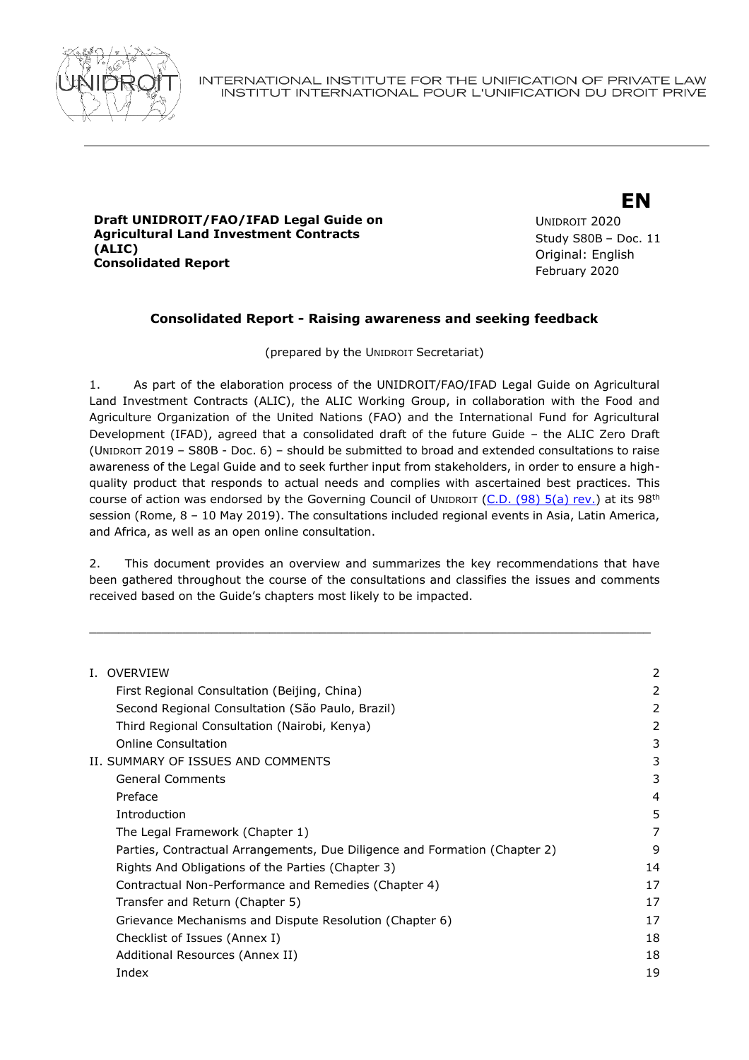INTERNATIONAL INSTITUTE FOR THE UNIFICATION OF PRIVATE LAW
INSTITUT INTERNATIONAL POUR L'UNIFICATION DU DROIT PRIVE

**EN**

**Draft UNIDROIT/FAO/IFAD Legal Guide on Agricultural Land Investment Contracts (ALIC)**
**Consolidated Report**

UNIDROIT 2020
Study S80B – Doc. 11
Original: English
February 2020

## Consolidated Report - Raising awareness and seeking feedback

(prepared by the UNIDROIT Secretariat)

1. As part of the elaboration process of the UNIDROIT/FAO/IFAD Legal Guide on Agricultural Land Investment Contracts (ALIC), the ALIC Working Group, in collaboration with the Food and Agriculture Organization of the United Nations (FAO) and the International Fund for Agricultural Development (IFAD), agreed that a consolidated draft of the future Guide – the ALIC Zero Draft (UNIDROIT 2019 – S80B - Doc. 6) – should be submitted to broad and extended consultations to raise awareness of the Legal Guide and to seek further input from stakeholders, in order to ensure a high-quality product that responds to actual needs and complies with ascertained best practices. This course of action was endorsed by the Governing Council of UNIDROIT (C.D. (98) 5(a) rev.) at its 98th session (Rome, 8 – 10 May 2019). The consultations included regional events in Asia, Latin America, and Africa, as well as an open online consultation.

2. This document provides an overview and summarizes the key recommendations that have been gathered throughout the course of the consultations and classifies the issues and comments received based on the Guide's chapters most likely to be impacted.

| | |
|---|---|
| I. OVERVIEW | 2 |
| First Regional Consultation (Beijing, China) | 2 |
| Second Regional Consultation (São Paulo, Brazil) | 2 |
| Third Regional Consultation (Nairobi, Kenya) | 2 |
| Online Consultation | 3 |
| II. SUMMARY OF ISSUES AND COMMENTS | 3 |
| General Comments | 3 |
| Preface | 4 |
| Introduction | 5 |
| The Legal Framework (Chapter 1) | 7 |
| Parties, Contractual Arrangements, Due Diligence and Formation (Chapter 2) | 9 |
| Rights And Obligations of the Parties (Chapter 3) | 14 |
| Contractual Non-Performance and Remedies (Chapter 4) | 17 |
| Transfer and Return (Chapter 5) | 17 |
| Grievance Mechanisms and Dispute Resolution (Chapter 6) | 17 |
| Checklist of Issues (Annex I) | 18 |
| Additional Resources (Annex II) | 18 |
| Index | 19 |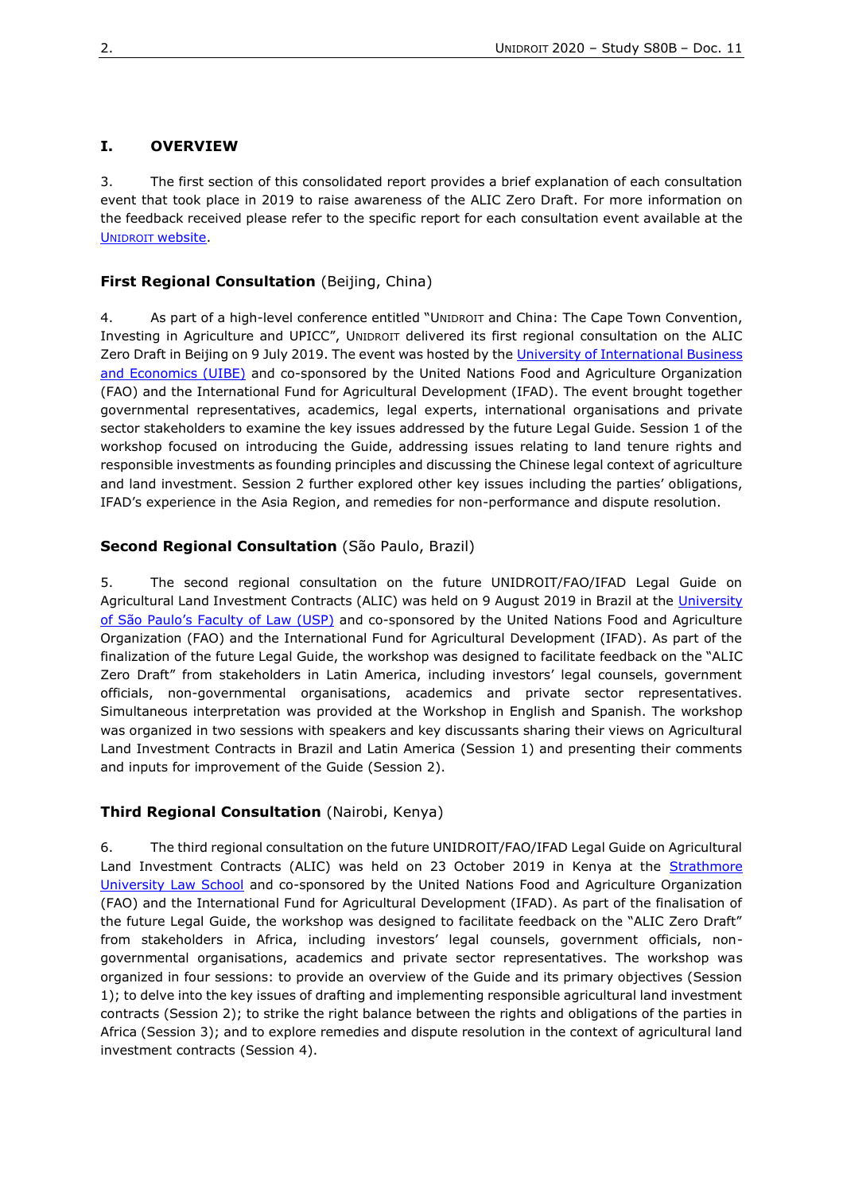## I. OVERVIEW

3. The first section of this consolidated report provides a brief explanation of each consultation event that took place in 2019 to raise awareness of the ALIC Zero Draft. For more information on the feedback received please refer to the specific report for each consultation event available at the UNIDROIT website.

### First Regional Consultation (Beijing, China)

4. As part of a high-level conference entitled "UNIDROIT and China: The Cape Town Convention, Investing in Agriculture and UPICC", UNIDROIT delivered its first regional consultation on the ALIC Zero Draft in Beijing on 9 July 2019. The event was hosted by the University of International Business and Economics (UIBE) and co-sponsored by the United Nations Food and Agriculture Organization (FAO) and the International Fund for Agricultural Development (IFAD). The event brought together governmental representatives, academics, legal experts, international organisations and private sector stakeholders to examine the key issues addressed by the future Legal Guide. Session 1 of the workshop focused on introducing the Guide, addressing issues relating to land tenure rights and responsible investments as founding principles and discussing the Chinese legal context of agriculture and land investment. Session 2 further explored other key issues including the parties' obligations, IFAD's experience in the Asia Region, and remedies for non-performance and dispute resolution.

### Second Regional Consultation (São Paulo, Brazil)

5. The second regional consultation on the future UNIDROIT/FAO/IFAD Legal Guide on Agricultural Land Investment Contracts (ALIC) was held on 9 August 2019 in Brazil at the University of São Paulo's Faculty of Law (USP) and co-sponsored by the United Nations Food and Agriculture Organization (FAO) and the International Fund for Agricultural Development (IFAD). As part of the finalization of the future Legal Guide, the workshop was designed to facilitate feedback on the "ALIC Zero Draft" from stakeholders in Latin America, including investors' legal counsels, government officials, non-governmental organisations, academics and private sector representatives. Simultaneous interpretation was provided at the Workshop in English and Spanish. The workshop was organized in two sessions with speakers and key discussants sharing their views on Agricultural Land Investment Contracts in Brazil and Latin America (Session 1) and presenting their comments and inputs for improvement of the Guide (Session 2).

### Third Regional Consultation (Nairobi, Kenya)

6. The third regional consultation on the future UNIDROIT/FAO/IFAD Legal Guide on Agricultural Land Investment Contracts (ALIC) was held on 23 October 2019 in Kenya at the Strathmore University Law School and co-sponsored by the United Nations Food and Agriculture Organization (FAO) and the International Fund for Agricultural Development (IFAD). As part of the finalisation of the future Legal Guide, the workshop was designed to facilitate feedback on the "ALIC Zero Draft" from stakeholders in Africa, including investors' legal counsels, government officials, non-governmental organisations, academics and private sector representatives. The workshop was organized in four sessions: to provide an overview of the Guide and its primary objectives (Session 1); to delve into the key issues of drafting and implementing responsible agricultural land investment contracts (Session 2); to strike the right balance between the rights and obligations of the parties in Africa (Session 3); and to explore remedies and dispute resolution in the context of agricultural land investment contracts (Session 4).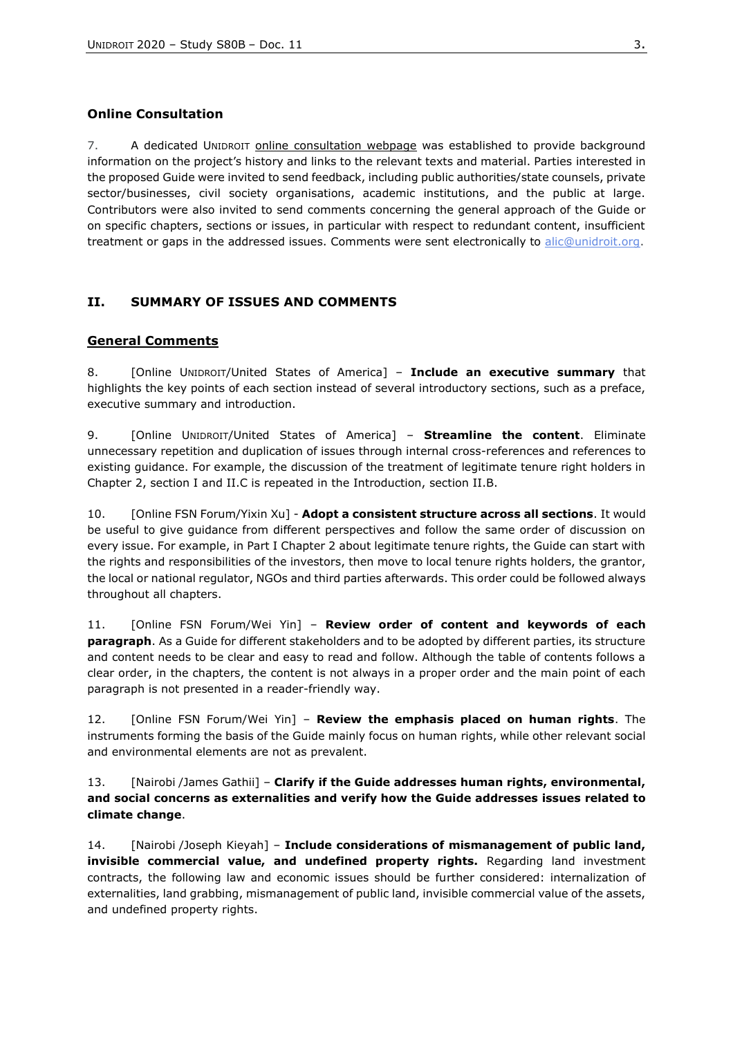### Online Consultation

7. A dedicated UNIDROIT online consultation webpage was established to provide background information on the project's history and links to the relevant texts and material. Parties interested in the proposed Guide were invited to send feedback, including public authorities/state counsels, private sector/businesses, civil society organisations, academic institutions, and the public at large. Contributors were also invited to send comments concerning the general approach of the Guide or on specific chapters, sections or issues, in particular with respect to redundant content, insufficient treatment or gaps in the addressed issues. Comments were sent electronically to alic@unidroit.org.

## II. SUMMARY OF ISSUES AND COMMENTS

### General Comments

8. [Online UNIDROIT/United States of America] – **Include an executive summary** that highlights the key points of each section instead of several introductory sections, such as a preface, executive summary and introduction.

9. [Online UNIDROIT/United States of America] – **Streamline the content**. Eliminate unnecessary repetition and duplication of issues through internal cross-references and references to existing guidance. For example, the discussion of the treatment of legitimate tenure right holders in Chapter 2, section I and II.C is repeated in the Introduction, section II.B.

10. [Online FSN Forum/Yixin Xu] - **Adopt a consistent structure across all sections**. It would be useful to give guidance from different perspectives and follow the same order of discussion on every issue. For example, in Part I Chapter 2 about legitimate tenure rights, the Guide can start with the rights and responsibilities of the investors, then move to local tenure rights holders, the grantor, the local or national regulator, NGOs and third parties afterwards. This order could be followed always throughout all chapters.

11. [Online FSN Forum/Wei Yin] – **Review order of content and keywords of each paragraph**. As a Guide for different stakeholders and to be adopted by different parties, its structure and content needs to be clear and easy to read and follow. Although the table of contents follows a clear order, in the chapters, the content is not always in a proper order and the main point of each paragraph is not presented in a reader-friendly way.

12. [Online FSN Forum/Wei Yin] – **Review the emphasis placed on human rights**. The instruments forming the basis of the Guide mainly focus on human rights, while other relevant social and environmental elements are not as prevalent.

13. [Nairobi /James Gathii] – **Clarify if the Guide addresses human rights, environmental, and social concerns as externalities and verify how the Guide addresses issues related to climate change**.

14. [Nairobi /Joseph Kieyah] – **Include considerations of mismanagement of public land, invisible commercial value, and undefined property rights.** Regarding land investment contracts, the following law and economic issues should be further considered: internalization of externalities, land grabbing, mismanagement of public land, invisible commercial value of the assets, and undefined property rights.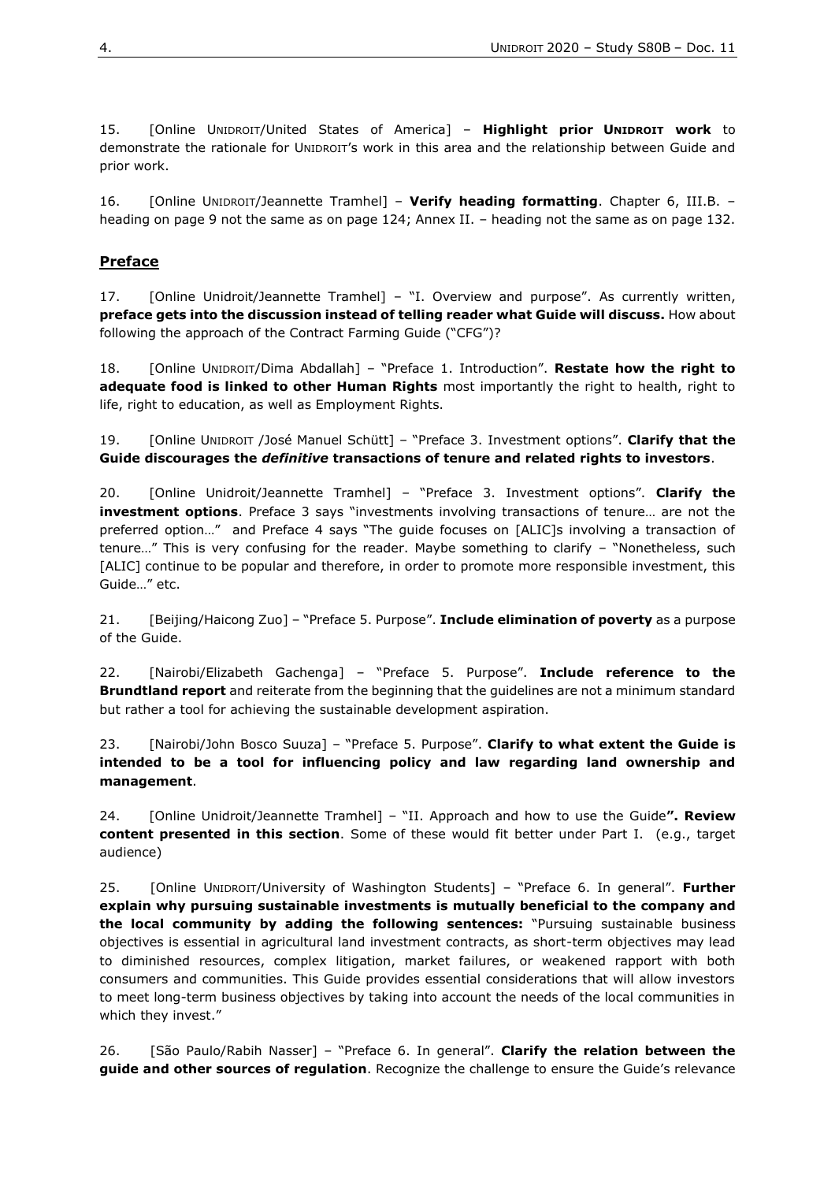15. [Online UNIDROIT/United States of America] – **Highlight prior UNIDROIT work** to demonstrate the rationale for UNIDROIT's work in this area and the relationship between Guide and prior work.

16. [Online UNIDROIT/Jeannette Tramhel] – **Verify heading formatting**. Chapter 6, III.B. – heading on page 9 not the same as on page 124; Annex II. – heading not the same as on page 132.

## Preface

17. [Online Unidroit/Jeannette Tramhel] – "I. Overview and purpose". As currently written, **preface gets into the discussion instead of telling reader what Guide will discuss.** How about following the approach of the Contract Farming Guide ("CFG")?

18. [Online UNIDROIT/Dima Abdallah] – "Preface 1. Introduction". **Restate how the right to adequate food is linked to other Human Rights** most importantly the right to health, right to life, right to education, as well as Employment Rights.

19. [Online UNIDROIT /José Manuel Schütt] – "Preface 3. Investment options". **Clarify that the Guide discourages the *definitive* transactions of tenure and related rights to investors**.

20. [Online Unidroit/Jeannette Tramhel] – "Preface 3. Investment options". **Clarify the investment options**. Preface 3 says "investments involving transactions of tenure… are not the preferred option…" and Preface 4 says "The guide focuses on [ALIC]s involving a transaction of tenure…" This is very confusing for the reader. Maybe something to clarify – "Nonetheless, such [ALIC] continue to be popular and therefore, in order to promote more responsible investment, this Guide…" etc.

21. [Beijing/Haicong Zuo] – "Preface 5. Purpose". **Include elimination of poverty** as a purpose of the Guide.

22. [Nairobi/Elizabeth Gachenga] – "Preface 5. Purpose". **Include reference to the Brundtland report** and reiterate from the beginning that the guidelines are not a minimum standard but rather a tool for achieving the sustainable development aspiration.

23. [Nairobi/John Bosco Suuza] – "Preface 5. Purpose". **Clarify to what extent the Guide is intended to be a tool for influencing policy and law regarding land ownership and management**.

24. [Online Unidroit/Jeannette Tramhel] – "II. Approach and how to use the Guide**". Review content presented in this section**. Some of these would fit better under Part I. (e.g., target audience)

25. [Online UNIDROIT/University of Washington Students] – "Preface 6. In general". **Further explain why pursuing sustainable investments is mutually beneficial to the company and the local community by adding the following sentences:** "Pursuing sustainable business objectives is essential in agricultural land investment contracts, as short-term objectives may lead to diminished resources, complex litigation, market failures, or weakened rapport with both consumers and communities. This Guide provides essential considerations that will allow investors to meet long-term business objectives by taking into account the needs of the local communities in which they invest."

26. [São Paulo/Rabih Nasser] – "Preface 6. In general". **Clarify the relation between the guide and other sources of regulation**. Recognize the challenge to ensure the Guide's relevance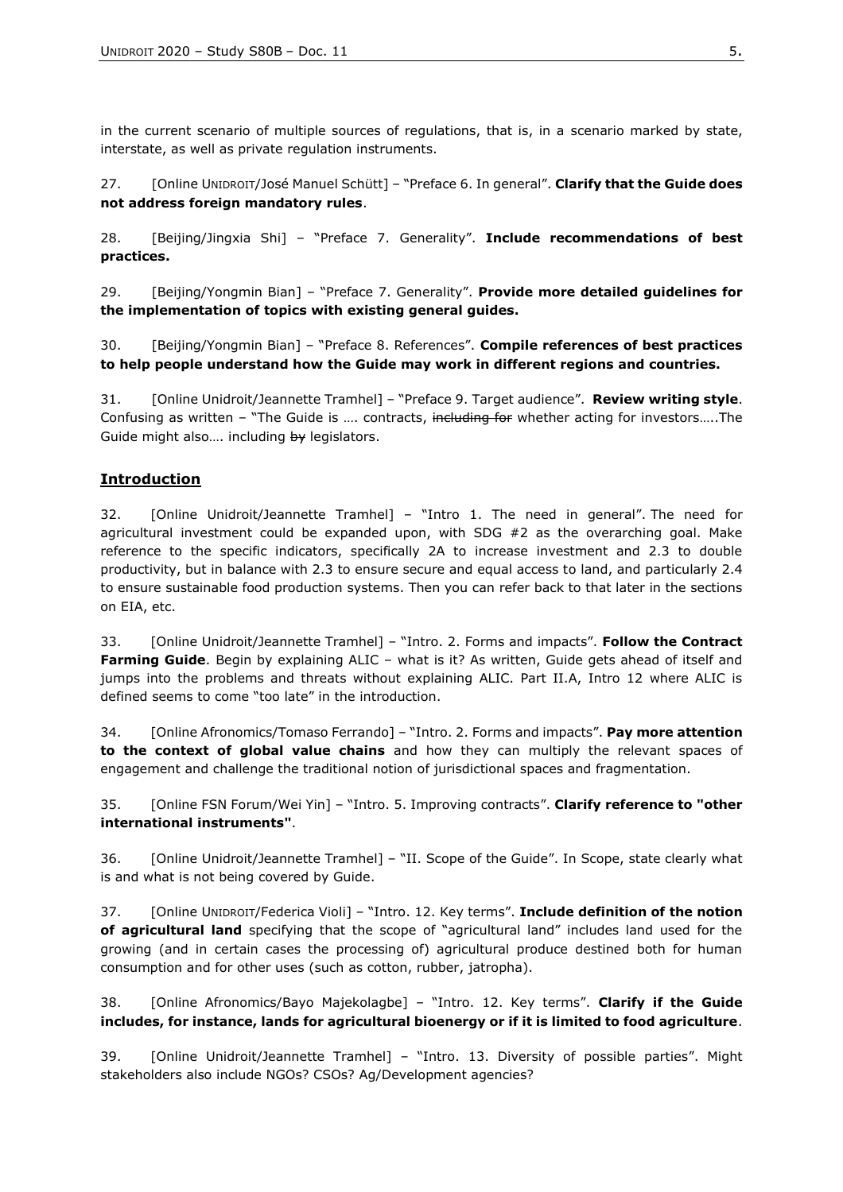in the current scenario of multiple sources of regulations, that is, in a scenario marked by state, interstate, as well as private regulation instruments.

27. [Online UNIDROIT/José Manuel Schütt] – "Preface 6. In general". **Clarify that the Guide does not address foreign mandatory rules**.

28. [Beijing/Jingxia Shi] – "Preface 7. Generality". **Include recommendations of best practices.**

29. [Beijing/Yongmin Bian] – "Preface 7. Generality". **Provide more detailed guidelines for the implementation of topics with existing general guides.**

30. [Beijing/Yongmin Bian] – "Preface 8. References". **Compile references of best practices to help people understand how the Guide may work in different regions and countries.**

31. [Online Unidroit/Jeannette Tramhel] – "Preface 9. Target audience". **Review writing style**. Confusing as written – "The Guide is …. contracts, ~~including for~~ whether acting for investors…..The Guide might also…. including ~~by~~ legislators.

## Introduction

32. [Online Unidroit/Jeannette Tramhel] – "Intro 1. The need in general". The need for agricultural investment could be expanded upon, with SDG #2 as the overarching goal. Make reference to the specific indicators, specifically 2A to increase investment and 2.3 to double productivity, but in balance with 2.3 to ensure secure and equal access to land, and particularly 2.4 to ensure sustainable food production systems. Then you can refer back to that later in the sections on EIA, etc.

33. [Online Unidroit/Jeannette Tramhel] – "Intro. 2. Forms and impacts". **Follow the Contract Farming Guide**. Begin by explaining ALIC – what is it? As written, Guide gets ahead of itself and jumps into the problems and threats without explaining ALIC. Part II.A, Intro 12 where ALIC is defined seems to come "too late" in the introduction.

34. [Online Afronomics/Tomaso Ferrando] – "Intro. 2. Forms and impacts". **Pay more attention to the context of global value chains** and how they can multiply the relevant spaces of engagement and challenge the traditional notion of jurisdictional spaces and fragmentation.

35. [Online FSN Forum/Wei Yin] – "Intro. 5. Improving contracts". **Clarify reference to "other international instruments"**.

36. [Online Unidroit/Jeannette Tramhel] – "II. Scope of the Guide". In Scope, state clearly what is and what is not being covered by Guide.

37. [Online UNIDROIT/Federica Violi] – "Intro. 12. Key terms". **Include definition of the notion of agricultural land** specifying that the scope of "agricultural land" includes land used for the growing (and in certain cases the processing of) agricultural produce destined both for human consumption and for other uses (such as cotton, rubber, jatropha).

38. [Online Afronomics/Bayo Majekolagbe] – "Intro. 12. Key terms". **Clarify if the Guide includes, for instance, lands for agricultural bioenergy or if it is limited to food agriculture**.

39. [Online Unidroit/Jeannette Tramhel] – "Intro. 13. Diversity of possible parties". Might stakeholders also include NGOs? CSOs? Ag/Development agencies?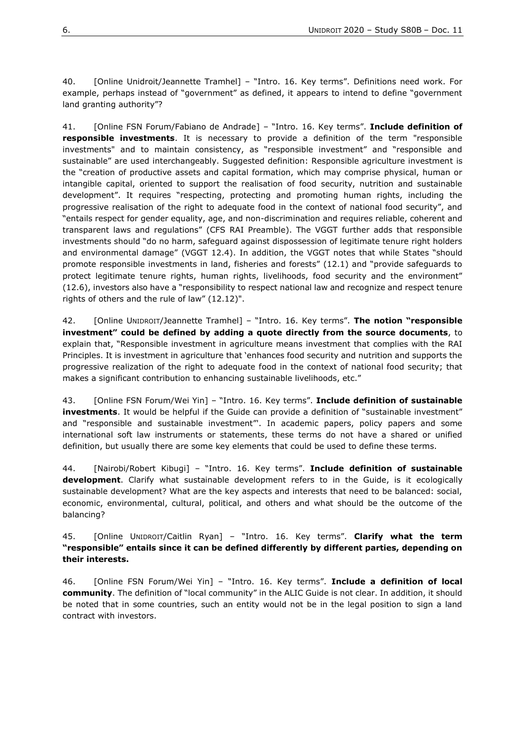40. [Online Unidroit/Jeannette Tramhel] – "Intro. 16. Key terms". Definitions need work. For example, perhaps instead of "government" as defined, it appears to intend to define "government land granting authority"?

41. [Online FSN Forum/Fabiano de Andrade] – "Intro. 16. Key terms". **Include definition of responsible investments**. It is necessary to provide a definition of the term "responsible investments" and to maintain consistency, as "responsible investment" and "responsible and sustainable" are used interchangeably. Suggested definition: Responsible agriculture investment is the "creation of productive assets and capital formation, which may comprise physical, human or intangible capital, oriented to support the realisation of food security, nutrition and sustainable development". It requires "respecting, protecting and promoting human rights, including the progressive realisation of the right to adequate food in the context of national food security", and "entails respect for gender equality, age, and non-discrimination and requires reliable, coherent and transparent laws and regulations" (CFS RAI Preamble). The VGGT further adds that responsible investments should "do no harm, safeguard against dispossession of legitimate tenure right holders and environmental damage" (VGGT 12.4). In addition, the VGGT notes that while States "should promote responsible investments in land, fisheries and forests" (12.1) and "provide safeguards to protect legitimate tenure rights, human rights, livelihoods, food security and the environment" (12.6), investors also have a "responsibility to respect national law and recognize and respect tenure rights of others and the rule of law" (12.12)".

42. [Online UNIDROIT/Jeannette Tramhel] – "Intro. 16. Key terms". **The notion "responsible investment" could be defined by adding a quote directly from the source documents**, to explain that, "Responsible investment in agriculture means investment that complies with the RAI Principles. It is investment in agriculture that 'enhances food security and nutrition and supports the progressive realization of the right to adequate food in the context of national food security; that makes a significant contribution to enhancing sustainable livelihoods, etc."

43. [Online FSN Forum/Wei Yin] – "Intro. 16. Key terms". **Include definition of sustainable investments**. It would be helpful if the Guide can provide a definition of "sustainable investment" and "responsible and sustainable investment"'. In academic papers, policy papers and some international soft law instruments or statements, these terms do not have a shared or unified definition, but usually there are some key elements that could be used to define these terms.

44. [Nairobi/Robert Kibugi] – "Intro. 16. Key terms". **Include definition of sustainable development**. Clarify what sustainable development refers to in the Guide, is it ecologically sustainable development? What are the key aspects and interests that need to be balanced: social, economic, environmental, cultural, political, and others and what should be the outcome of the balancing?

45. [Online UNIDROIT/Caitlin Ryan] – "Intro. 16. Key terms". **Clarify what the term "responsible" entails since it can be defined differently by different parties, depending on their interests.**

46. [Online FSN Forum/Wei Yin] – "Intro. 16. Key terms". **Include a definition of local community**. The definition of "local community" in the ALIC Guide is not clear. In addition, it should be noted that in some countries, such an entity would not be in the legal position to sign a land contract with investors.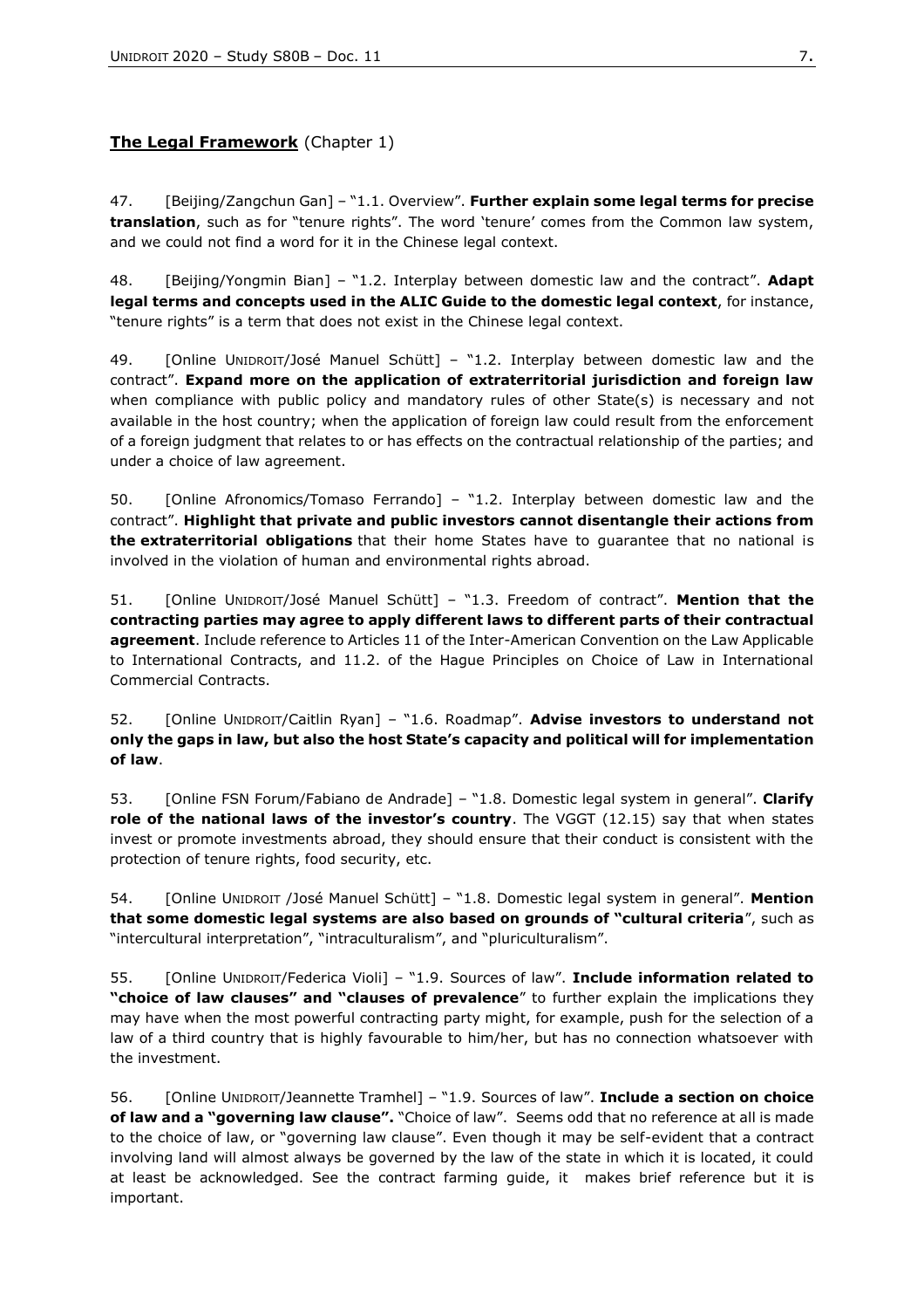**The Legal Framework** (Chapter 1)

47. [Beijing/Zangchun Gan] – "1.1. Overview". **Further explain some legal terms for precise translation**, such as for "tenure rights". The word 'tenure' comes from the Common law system, and we could not find a word for it in the Chinese legal context.

48. [Beijing/Yongmin Bian] – "1.2. Interplay between domestic law and the contract". **Adapt legal terms and concepts used in the ALIC Guide to the domestic legal context**, for instance, "tenure rights" is a term that does not exist in the Chinese legal context.

49. [Online UNIDROIT/José Manuel Schütt] – "1.2. Interplay between domestic law and the contract". **Expand more on the application of extraterritorial jurisdiction and foreign law** when compliance with public policy and mandatory rules of other State(s) is necessary and not available in the host country; when the application of foreign law could result from the enforcement of a foreign judgment that relates to or has effects on the contractual relationship of the parties; and under a choice of law agreement.

50. [Online Afronomics/Tomaso Ferrando] – "1.2. Interplay between domestic law and the contract". **Highlight that private and public investors cannot disentangle their actions from the extraterritorial obligations** that their home States have to guarantee that no national is involved in the violation of human and environmental rights abroad.

51. [Online UNIDROIT/José Manuel Schütt] – "1.3. Freedom of contract". **Mention that the contracting parties may agree to apply different laws to different parts of their contractual agreement**. Include reference to Articles 11 of the Inter-American Convention on the Law Applicable to International Contracts, and 11.2. of the Hague Principles on Choice of Law in International Commercial Contracts.

52. [Online UNIDROIT/Caitlin Ryan] – "1.6. Roadmap". **Advise investors to understand not only the gaps in law, but also the host State's capacity and political will for implementation of law**.

53. [Online FSN Forum/Fabiano de Andrade] – "1.8. Domestic legal system in general". **Clarify role of the national laws of the investor's country**. The VGGT (12.15) say that when states invest or promote investments abroad, they should ensure that their conduct is consistent with the protection of tenure rights, food security, etc.

54. [Online UNIDROIT /José Manuel Schütt] – "1.8. Domestic legal system in general". **Mention that some domestic legal systems are also based on grounds of "cultural criteria**", such as "intercultural interpretation", "intraculturalism", and "pluriculturalism".

55. [Online UNIDROIT/Federica Violi] – "1.9. Sources of law". **Include information related to "choice of law clauses" and "clauses of prevalence**" to further explain the implications they may have when the most powerful contracting party might, for example, push for the selection of a law of a third country that is highly favourable to him/her, but has no connection whatsoever with the investment.

56. [Online UNIDROIT/Jeannette Tramhel] – "1.9. Sources of law". **Include a section on choice of law and a "governing law clause".** "Choice of law". Seems odd that no reference at all is made to the choice of law, or "governing law clause". Even though it may be self-evident that a contract involving land will almost always be governed by the law of the state in which it is located, it could at least be acknowledged. See the contract farming guide, it makes brief reference but it is important.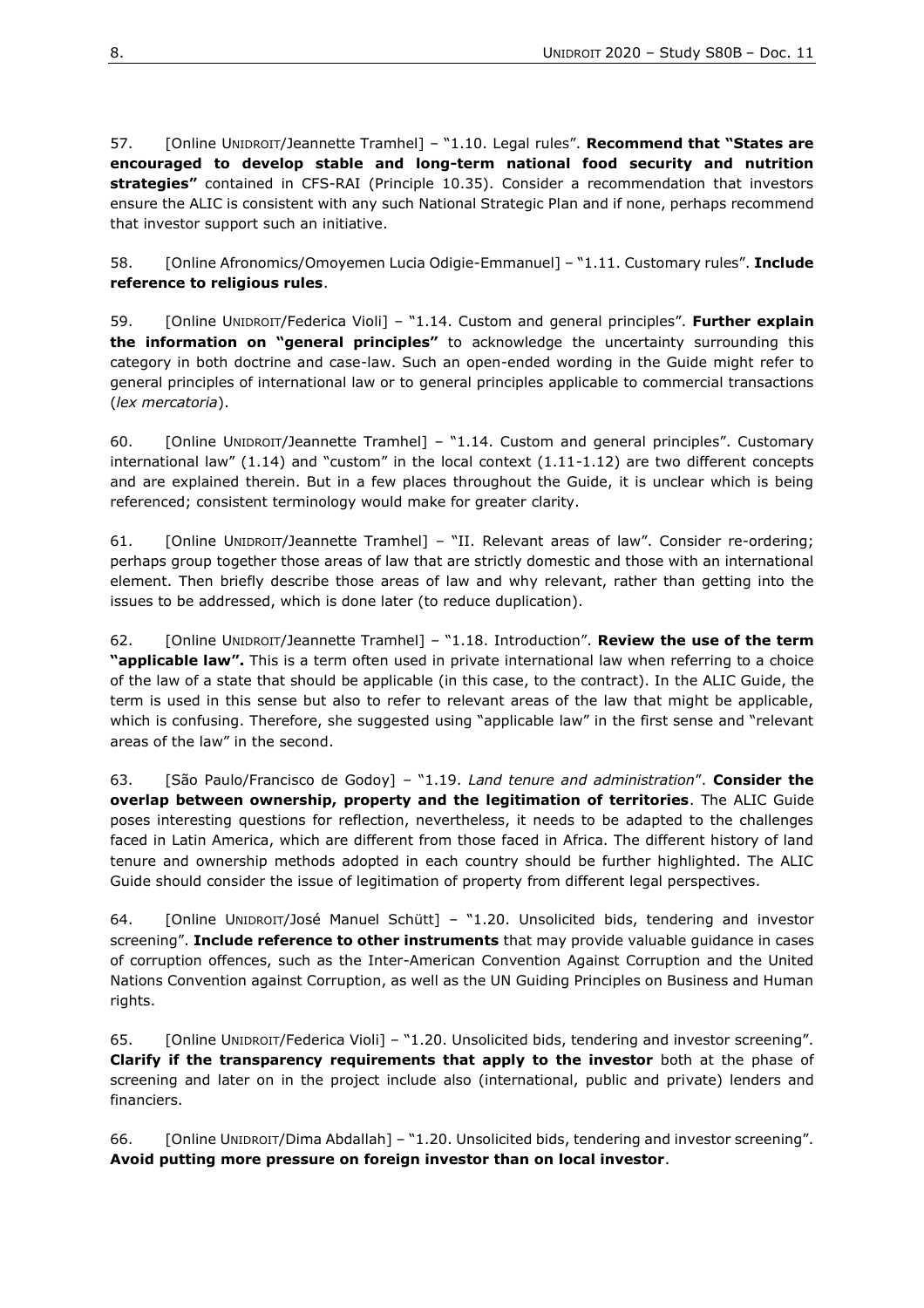57. [Online UNIDROIT/Jeannette Tramhel] – "1.10. Legal rules". **Recommend that "States are encouraged to develop stable and long-term national food security and nutrition strategies"** contained in CFS-RAI (Principle 10.35). Consider a recommendation that investors ensure the ALIC is consistent with any such National Strategic Plan and if none, perhaps recommend that investor support such an initiative.

58. [Online Afronomics/Omoyemen Lucia Odigie-Emmanuel] – "1.11. Customary rules". **Include reference to religious rules**.

59. [Online UNIDROIT/Federica Violi] – "1.14. Custom and general principles". **Further explain the information on "general principles"** to acknowledge the uncertainty surrounding this category in both doctrine and case-law. Such an open-ended wording in the Guide might refer to general principles of international law or to general principles applicable to commercial transactions (*lex mercatoria*).

60. [Online UNIDROIT/Jeannette Tramhel] – "1.14. Custom and general principles". Customary international law" (1.14) and "custom" in the local context (1.11-1.12) are two different concepts and are explained therein. But in a few places throughout the Guide, it is unclear which is being referenced; consistent terminology would make for greater clarity.

61. [Online UNIDROIT/Jeannette Tramhel] – "II. Relevant areas of law". Consider re-ordering; perhaps group together those areas of law that are strictly domestic and those with an international element. Then briefly describe those areas of law and why relevant, rather than getting into the issues to be addressed, which is done later (to reduce duplication).

62. [Online UNIDROIT/Jeannette Tramhel] – "1.18. Introduction". **Review the use of the term "applicable law".** This is a term often used in private international law when referring to a choice of the law of a state that should be applicable (in this case, to the contract). In the ALIC Guide, the term is used in this sense but also to refer to relevant areas of the law that might be applicable, which is confusing. Therefore, she suggested using "applicable law" in the first sense and "relevant areas of the law" in the second.

63. [São Paulo/Francisco de Godoy] – "1.19. *Land tenure and administration*". **Consider the overlap between ownership, property and the legitimation of territories**. The ALIC Guide poses interesting questions for reflection, nevertheless, it needs to be adapted to the challenges faced in Latin America, which are different from those faced in Africa. The different history of land tenure and ownership methods adopted in each country should be further highlighted. The ALIC Guide should consider the issue of legitimation of property from different legal perspectives.

64. [Online UNIDROIT/José Manuel Schütt] – "1.20. Unsolicited bids, tendering and investor screening". **Include reference to other instruments** that may provide valuable guidance in cases of corruption offences, such as the Inter-American Convention Against Corruption and the United Nations Convention against Corruption, as well as the UN Guiding Principles on Business and Human rights.

65. [Online UNIDROIT/Federica Violi] – "1.20. Unsolicited bids, tendering and investor screening". **Clarify if the transparency requirements that apply to the investor** both at the phase of screening and later on in the project include also (international, public and private) lenders and financiers.

66. [Online UNIDROIT/Dima Abdallah] – "1.20. Unsolicited bids, tendering and investor screening". **Avoid putting more pressure on foreign investor than on local investor**.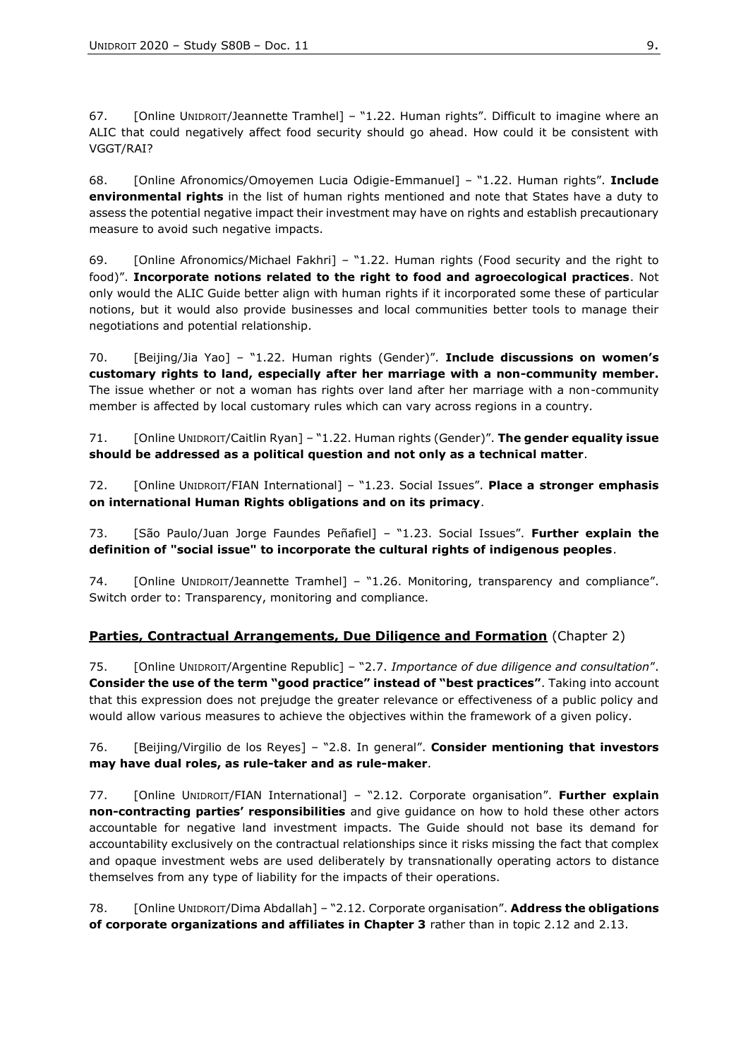67. [Online UNIDROIT/Jeannette Tramhel] – "1.22. Human rights". Difficult to imagine where an ALIC that could negatively affect food security should go ahead. How could it be consistent with VGGT/RAI?

68. [Online Afronomics/Omoyemen Lucia Odigie-Emmanuel] – "1.22. Human rights". **Include environmental rights** in the list of human rights mentioned and note that States have a duty to assess the potential negative impact their investment may have on rights and establish precautionary measure to avoid such negative impacts.

69. [Online Afronomics/Michael Fakhri] – "1.22. Human rights (Food security and the right to food)". **Incorporate notions related to the right to food and agroecological practices**. Not only would the ALIC Guide better align with human rights if it incorporated some these of particular notions, but it would also provide businesses and local communities better tools to manage their negotiations and potential relationship.

70. [Beijing/Jia Yao] – "1.22. Human rights (Gender)". **Include discussions on women's customary rights to land, especially after her marriage with a non-community member.** The issue whether or not a woman has rights over land after her marriage with a non-community member is affected by local customary rules which can vary across regions in a country.

71. [Online UNIDROIT/Caitlin Ryan] – "1.22. Human rights (Gender)". **The gender equality issue should be addressed as a political question and not only as a technical matter**.

72. [Online UNIDROIT/FIAN International] – "1.23. Social Issues". **Place a stronger emphasis on international Human Rights obligations and on its primacy**.

73. [São Paulo/Juan Jorge Faundes Peñafiel] – "1.23. Social Issues". **Further explain the definition of "social issue" to incorporate the cultural rights of indigenous peoples**.

74. [Online UNIDROIT/Jeannette Tramhel] – "1.26. Monitoring, transparency and compliance". Switch order to: Transparency, monitoring and compliance.

## **Parties, Contractual Arrangements, Due Diligence and Formation** (Chapter 2)

75. [Online UNIDROIT/Argentine Republic] – "2.7. *Importance of due diligence and consultation*". **Consider the use of the term "good practice" instead of "best practices"**. Taking into account that this expression does not prejudge the greater relevance or effectiveness of a public policy and would allow various measures to achieve the objectives within the framework of a given policy.

76. [Beijing/Virgilio de los Reyes] – "2.8. In general". **Consider mentioning that investors may have dual roles, as rule-taker and as rule-maker**.

77. [Online UNIDROIT/FIAN International] – "2.12. Corporate organisation". **Further explain non-contracting parties' responsibilities** and give guidance on how to hold these other actors accountable for negative land investment impacts. The Guide should not base its demand for accountability exclusively on the contractual relationships since it risks missing the fact that complex and opaque investment webs are used deliberately by transnationally operating actors to distance themselves from any type of liability for the impacts of their operations.

78. [Online UNIDROIT/Dima Abdallah] – "2.12. Corporate organisation". **Address the obligations of corporate organizations and affiliates in Chapter 3** rather than in topic 2.12 and 2.13.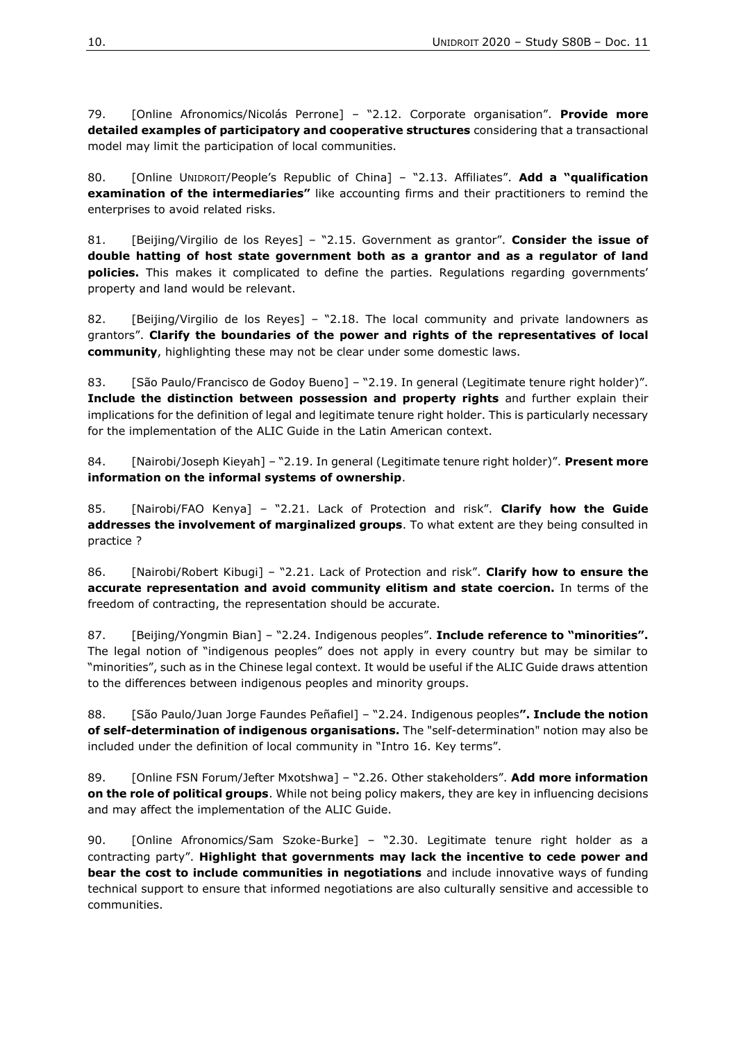79. [Online Afronomics/Nicolás Perrone] – "2.12. Corporate organisation". **Provide more detailed examples of participatory and cooperative structures** considering that a transactional model may limit the participation of local communities.

80. [Online UNIDROIT/People's Republic of China] – "2.13. Affiliates". **Add a "qualification examination of the intermediaries"** like accounting firms and their practitioners to remind the enterprises to avoid related risks.

81. [Beijing/Virgilio de los Reyes] – "2.15. Government as grantor". **Consider the issue of double hatting of host state government both as a grantor and as a regulator of land policies.** This makes it complicated to define the parties. Regulations regarding governments' property and land would be relevant.

82. [Beijing/Virgilio de los Reyes] – "2.18. The local community and private landowners as grantors". **Clarify the boundaries of the power and rights of the representatives of local community**, highlighting these may not be clear under some domestic laws.

83. [São Paulo/Francisco de Godoy Bueno] – "2.19. In general (Legitimate tenure right holder)". **Include the distinction between possession and property rights** and further explain their implications for the definition of legal and legitimate tenure right holder. This is particularly necessary for the implementation of the ALIC Guide in the Latin American context.

84. [Nairobi/Joseph Kieyah] – "2.19. In general (Legitimate tenure right holder)". **Present more information on the informal systems of ownership**.

85. [Nairobi/FAO Kenya] – "2.21. Lack of Protection and risk". **Clarify how the Guide addresses the involvement of marginalized groups**. To what extent are they being consulted in practice ?

86. [Nairobi/Robert Kibugi] – "2.21. Lack of Protection and risk". **Clarify how to ensure the accurate representation and avoid community elitism and state coercion.** In terms of the freedom of contracting, the representation should be accurate.

87. [Beijing/Yongmin Bian] – "2.24. Indigenous peoples". **Include reference to "minorities".** The legal notion of "indigenous peoples" does not apply in every country but may be similar to "minorities", such as in the Chinese legal context. It would be useful if the ALIC Guide draws attention to the differences between indigenous peoples and minority groups.

88. [São Paulo/Juan Jorge Faundes Peñafiel] – "2.24. Indigenous peoples**". Include the notion of self-determination of indigenous organisations.** The "self-determination" notion may also be included under the definition of local community in "Intro 16. Key terms".

89. [Online FSN Forum/Jefter Mxotshwa] – "2.26. Other stakeholders". **Add more information on the role of political groups**. While not being policy makers, they are key in influencing decisions and may affect the implementation of the ALIC Guide.

90. [Online Afronomics/Sam Szoke-Burke] – "2.30. Legitimate tenure right holder as a contracting party". **Highlight that governments may lack the incentive to cede power and bear the cost to include communities in negotiations** and include innovative ways of funding technical support to ensure that informed negotiations are also culturally sensitive and accessible to communities.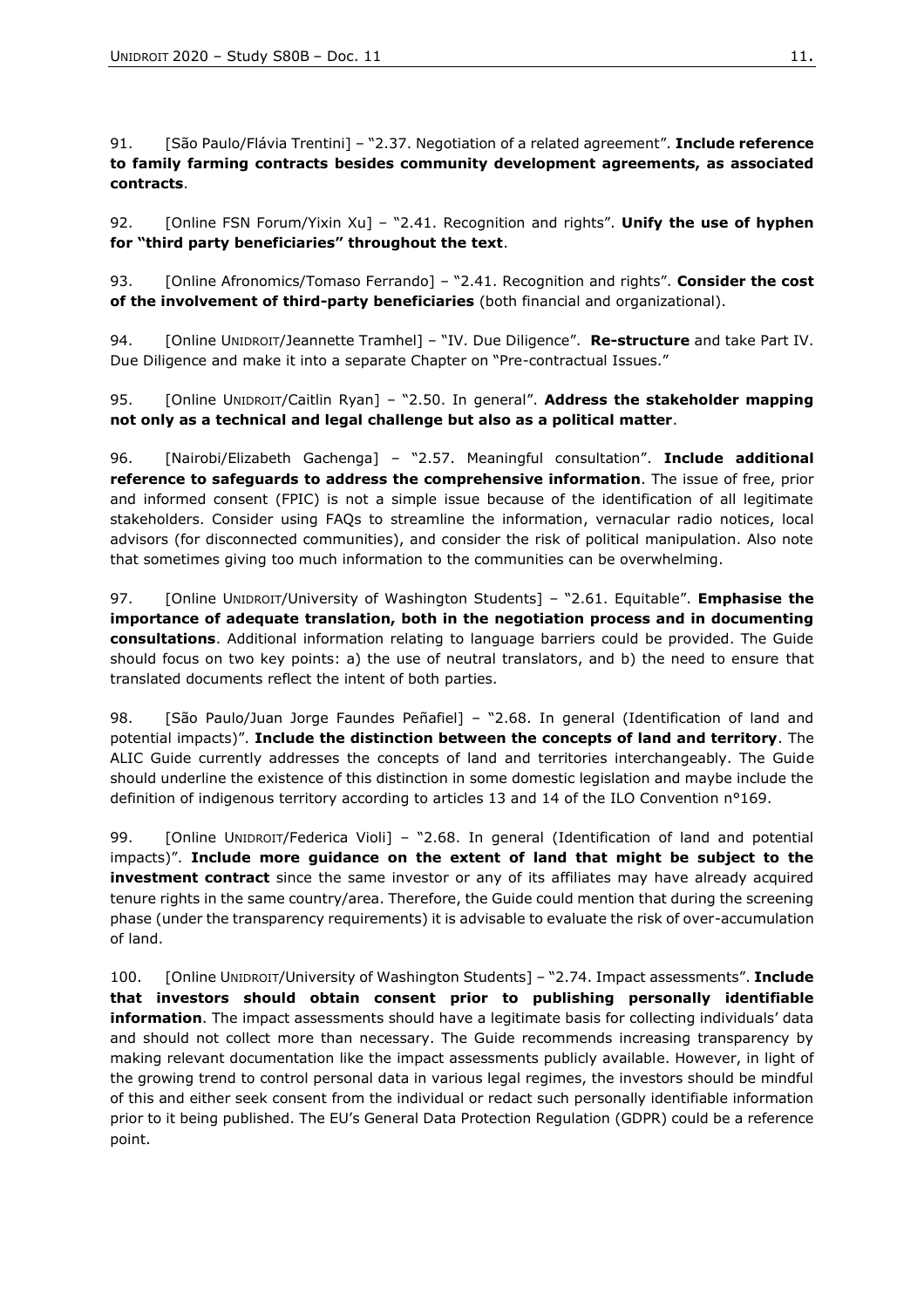91. [São Paulo/Flávia Trentini] – "2.37. Negotiation of a related agreement". **Include reference to family farming contracts besides community development agreements, as associated contracts**.

92. [Online FSN Forum/Yixin Xu] – "2.41. Recognition and rights". **Unify the use of hyphen for "third party beneficiaries" throughout the text**.

93. [Online Afronomics/Tomaso Ferrando] – "2.41. Recognition and rights". **Consider the cost of the involvement of third-party beneficiaries** (both financial and organizational).

94. [Online UNIDROIT/Jeannette Tramhel] – "IV. Due Diligence". **Re-structure** and take Part IV. Due Diligence and make it into a separate Chapter on "Pre-contractual Issues."

95. [Online UNIDROIT/Caitlin Ryan] – "2.50. In general". **Address the stakeholder mapping not only as a technical and legal challenge but also as a political matter**.

96. [Nairobi/Elizabeth Gachenga] – "2.57. Meaningful consultation". **Include additional reference to safeguards to address the comprehensive information**. The issue of free, prior and informed consent (FPIC) is not a simple issue because of the identification of all legitimate stakeholders. Consider using FAQs to streamline the information, vernacular radio notices, local advisors (for disconnected communities), and consider the risk of political manipulation. Also note that sometimes giving too much information to the communities can be overwhelming.

97. [Online UNIDROIT/University of Washington Students] – "2.61. Equitable". **Emphasise the importance of adequate translation, both in the negotiation process and in documenting consultations**. Additional information relating to language barriers could be provided. The Guide should focus on two key points: a) the use of neutral translators, and b) the need to ensure that translated documents reflect the intent of both parties.

98. [São Paulo/Juan Jorge Faundes Peñafiel] – "2.68. In general (Identification of land and potential impacts)". **Include the distinction between the concepts of land and territory**. The ALIC Guide currently addresses the concepts of land and territories interchangeably. The Guide should underline the existence of this distinction in some domestic legislation and maybe include the definition of indigenous territory according to articles 13 and 14 of the ILO Convention n°169.

99. [Online UNIDROIT/Federica Violi] – "2.68. In general (Identification of land and potential impacts)". **Include more guidance on the extent of land that might be subject to the investment contract** since the same investor or any of its affiliates may have already acquired tenure rights in the same country/area. Therefore, the Guide could mention that during the screening phase (under the transparency requirements) it is advisable to evaluate the risk of over-accumulation of land.

100. [Online UNIDROIT/University of Washington Students] – "2.74. Impact assessments". **Include that investors should obtain consent prior to publishing personally identifiable information**. The impact assessments should have a legitimate basis for collecting individuals' data and should not collect more than necessary. The Guide recommends increasing transparency by making relevant documentation like the impact assessments publicly available. However, in light of the growing trend to control personal data in various legal regimes, the investors should be mindful of this and either seek consent from the individual or redact such personally identifiable information prior to it being published. The EU's General Data Protection Regulation (GDPR) could be a reference point.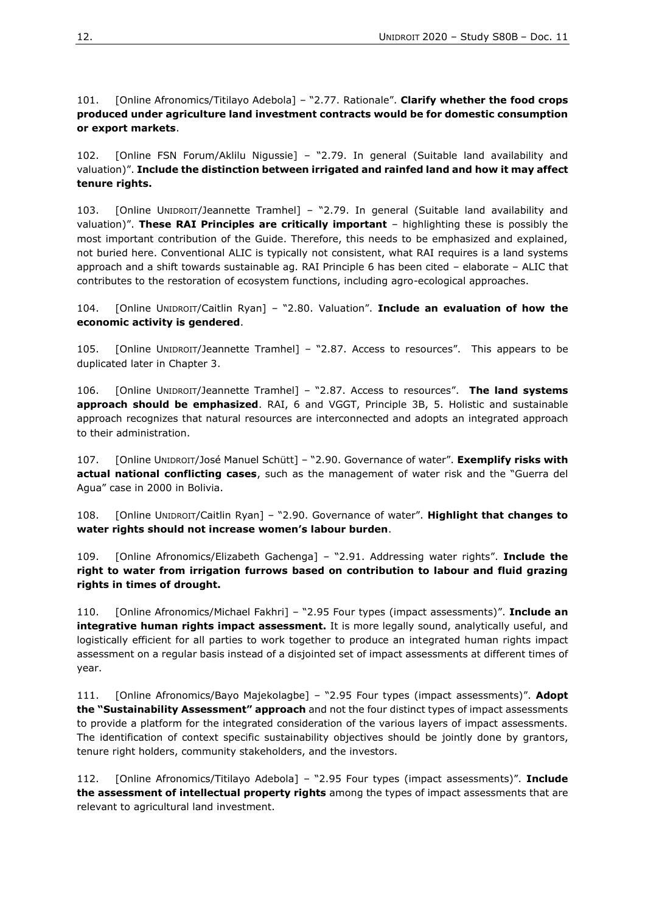101. [Online Afronomics/Titilayo Adebola] – "2.77. Rationale". **Clarify whether the food crops produced under agriculture land investment contracts would be for domestic consumption or export markets**.

102. [Online FSN Forum/Aklilu Nigussie] – "2.79. In general (Suitable land availability and valuation)". **Include the distinction between irrigated and rainfed land and how it may affect tenure rights.**

103. [Online UNIDROIT/Jeannette Tramhel] – "2.79. In general (Suitable land availability and valuation)". **These RAI Principles are critically important** – highlighting these is possibly the most important contribution of the Guide. Therefore, this needs to be emphasized and explained, not buried here. Conventional ALIC is typically not consistent, what RAI requires is a land systems approach and a shift towards sustainable ag. RAI Principle 6 has been cited – elaborate – ALIC that contributes to the restoration of ecosystem functions, including agro-ecological approaches.

104. [Online UNIDROIT/Caitlin Ryan] – "2.80. Valuation". **Include an evaluation of how the economic activity is gendered**.

105. [Online UNIDROIT/Jeannette Tramhel] – "2.87. Access to resources". This appears to be duplicated later in Chapter 3.

106. [Online UNIDROIT/Jeannette Tramhel] – "2.87. Access to resources". **The land systems approach should be emphasized**. RAI, 6 and VGGT, Principle 3B, 5. Holistic and sustainable approach recognizes that natural resources are interconnected and adopts an integrated approach to their administration.

107. [Online UNIDROIT/José Manuel Schütt] – "2.90. Governance of water". **Exemplify risks with actual national conflicting cases**, such as the management of water risk and the "Guerra del Agua" case in 2000 in Bolivia.

108. [Online UNIDROIT/Caitlin Ryan] – "2.90. Governance of water". **Highlight that changes to water rights should not increase women's labour burden**.

109. [Online Afronomics/Elizabeth Gachenga] – "2.91. Addressing water rights". **Include the right to water from irrigation furrows based on contribution to labour and fluid grazing rights in times of drought.**

110. [Online Afronomics/Michael Fakhri] – "2.95 Four types (impact assessments)". **Include an integrative human rights impact assessment.** It is more legally sound, analytically useful, and logistically efficient for all parties to work together to produce an integrated human rights impact assessment on a regular basis instead of a disjointed set of impact assessments at different times of year.

111. [Online Afronomics/Bayo Majekolagbe] – "2.95 Four types (impact assessments)". **Adopt the "Sustainability Assessment" approach** and not the four distinct types of impact assessments to provide a platform for the integrated consideration of the various layers of impact assessments. The identification of context specific sustainability objectives should be jointly done by grantors, tenure right holders, community stakeholders, and the investors.

112. [Online Afronomics/Titilayo Adebola] – "2.95 Four types (impact assessments)". **Include the assessment of intellectual property rights** among the types of impact assessments that are relevant to agricultural land investment.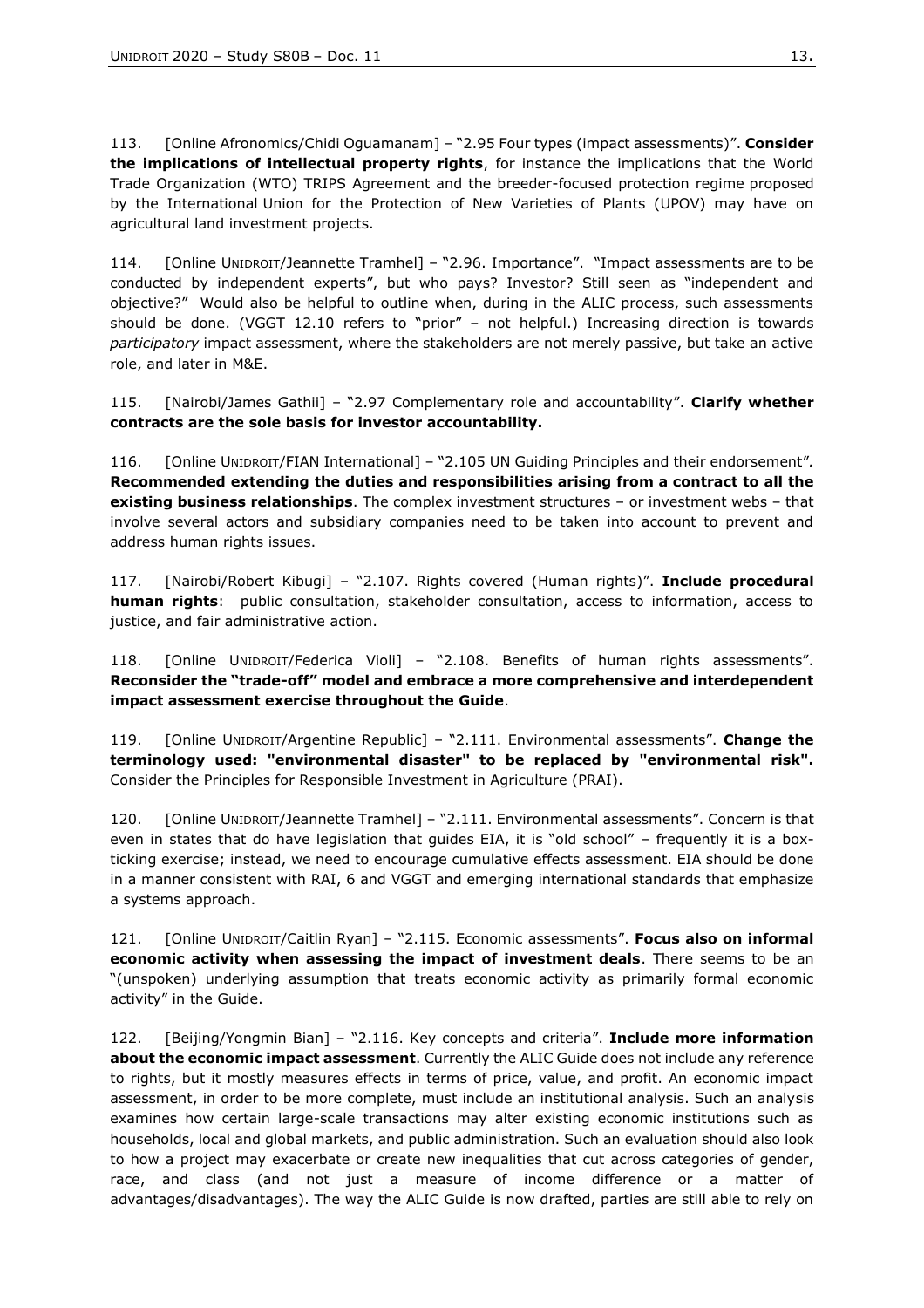113. [Online Afronomics/Chidi Oguamanam] – "2.95 Four types (impact assessments)". **Consider the implications of intellectual property rights**, for instance the implications that the World Trade Organization (WTO) TRIPS Agreement and the breeder-focused protection regime proposed by the International Union for the Protection of New Varieties of Plants (UPOV) may have on agricultural land investment projects.

114. [Online UNIDROIT/Jeannette Tramhel] – "2.96. Importance". "Impact assessments are to be conducted by independent experts", but who pays? Investor? Still seen as "independent and objective?" Would also be helpful to outline when, during in the ALIC process, such assessments should be done. (VGGT 12.10 refers to "prior" – not helpful.) Increasing direction is towards *participatory* impact assessment, where the stakeholders are not merely passive, but take an active role, and later in M&E.

115. [Nairobi/James Gathii] – "2.97 Complementary role and accountability". **Clarify whether contracts are the sole basis for investor accountability.**

116. [Online UNIDROIT/FIAN International] – "2.105 UN Guiding Principles and their endorsement". **Recommended extending the duties and responsibilities arising from a contract to all the existing business relationships**. The complex investment structures – or investment webs – that involve several actors and subsidiary companies need to be taken into account to prevent and address human rights issues.

117. [Nairobi/Robert Kibugi] – "2.107. Rights covered (Human rights)". **Include procedural human rights**: public consultation, stakeholder consultation, access to information, access to justice, and fair administrative action.

118. [Online UNIDROIT/Federica Violi] – "2.108. Benefits of human rights assessments". **Reconsider the "trade-off" model and embrace a more comprehensive and interdependent impact assessment exercise throughout the Guide**.

119. [Online UNIDROIT/Argentine Republic] – "2.111. Environmental assessments". **Change the terminology used: "environmental disaster" to be replaced by "environmental risk".** Consider the Principles for Responsible Investment in Agriculture (PRAI).

120. [Online UNIDROIT/Jeannette Tramhel] – "2.111. Environmental assessments". Concern is that even in states that do have legislation that guides EIA, it is "old school" – frequently it is a box-ticking exercise; instead, we need to encourage cumulative effects assessment. EIA should be done in a manner consistent with RAI, 6 and VGGT and emerging international standards that emphasize a systems approach.

121. [Online UNIDROIT/Caitlin Ryan] – "2.115. Economic assessments". **Focus also on informal economic activity when assessing the impact of investment deals**. There seems to be an "(unspoken) underlying assumption that treats economic activity as primarily formal economic activity" in the Guide.

122. [Beijing/Yongmin Bian] – "2.116. Key concepts and criteria". **Include more information about the economic impact assessment**. Currently the ALIC Guide does not include any reference to rights, but it mostly measures effects in terms of price, value, and profit. An economic impact assessment, in order to be more complete, must include an institutional analysis. Such an analysis examines how certain large-scale transactions may alter existing economic institutions such as households, local and global markets, and public administration. Such an evaluation should also look to how a project may exacerbate or create new inequalities that cut across categories of gender, race, and class (and not just a measure of income difference or a matter of advantages/disadvantages). The way the ALIC Guide is now drafted, parties are still able to rely on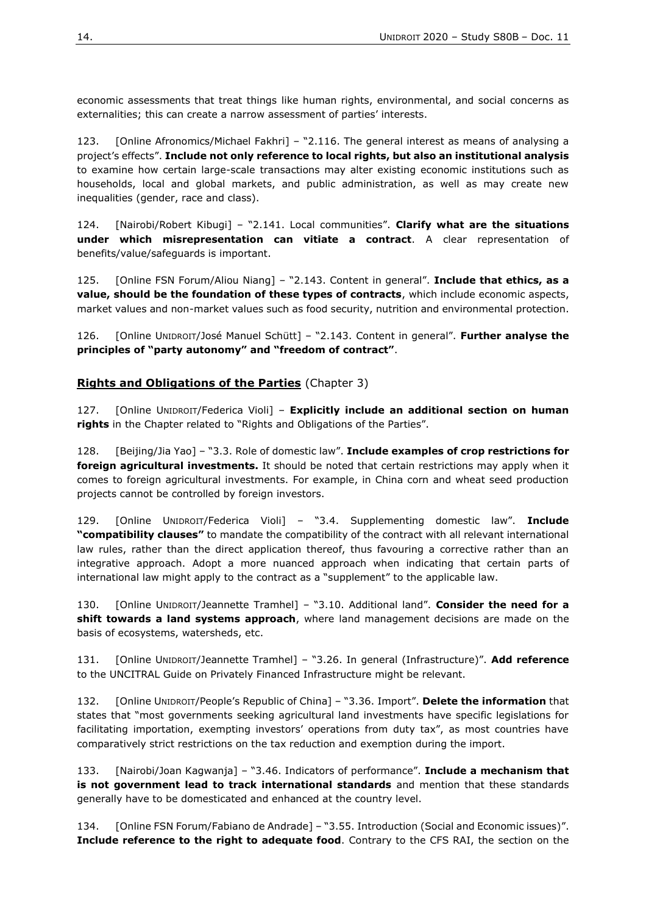economic assessments that treat things like human rights, environmental, and social concerns as externalities; this can create a narrow assessment of parties' interests.

123. [Online Afronomics/Michael Fakhri] – "2.116. The general interest as means of analysing a project's effects". **Include not only reference to local rights, but also an institutional analysis** to examine how certain large-scale transactions may alter existing economic institutions such as households, local and global markets, and public administration, as well as may create new inequalities (gender, race and class).

124. [Nairobi/Robert Kibugi] – "2.141. Local communities". **Clarify what are the situations under which misrepresentation can vitiate a contract**. A clear representation of benefits/value/safeguards is important.

125. [Online FSN Forum/Aliou Niang] – "2.143. Content in general". **Include that ethics, as a value, should be the foundation of these types of contracts**, which include economic aspects, market values and non-market values such as food security, nutrition and environmental protection.

126. [Online UNIDROIT/José Manuel Schütt] – "2.143. Content in general". **Further analyse the principles of "party autonomy" and "freedom of contract"**.

## Rights and Obligations of the Parties (Chapter 3)

127. [Online UNIDROIT/Federica Violi] – **Explicitly include an additional section on human rights** in the Chapter related to "Rights and Obligations of the Parties".

128. [Beijing/Jia Yao] – "3.3. Role of domestic law". **Include examples of crop restrictions for foreign agricultural investments.** It should be noted that certain restrictions may apply when it comes to foreign agricultural investments. For example, in China corn and wheat seed production projects cannot be controlled by foreign investors.

129. [Online UNIDROIT/Federica Violi] – "3.4. Supplementing domestic law". **Include "compatibility clauses"** to mandate the compatibility of the contract with all relevant international law rules, rather than the direct application thereof, thus favouring a corrective rather than an integrative approach. Adopt a more nuanced approach when indicating that certain parts of international law might apply to the contract as a "supplement" to the applicable law.

130. [Online UNIDROIT/Jeannette Tramhel] – "3.10. Additional land". **Consider the need for a shift towards a land systems approach**, where land management decisions are made on the basis of ecosystems, watersheds, etc.

131. [Online UNIDROIT/Jeannette Tramhel] – "3.26. In general (Infrastructure)". **Add reference** to the UNCITRAL Guide on Privately Financed Infrastructure might be relevant.

132. [Online UNIDROIT/People's Republic of China] – "3.36. Import". **Delete the information** that states that "most governments seeking agricultural land investments have specific legislations for facilitating importation, exempting investors' operations from duty tax", as most countries have comparatively strict restrictions on the tax reduction and exemption during the import.

133. [Nairobi/Joan Kagwanja] – "3.46. Indicators of performance". **Include a mechanism that is not government lead to track international standards** and mention that these standards generally have to be domesticated and enhanced at the country level.

134. [Online FSN Forum/Fabiano de Andrade] – "3.55. Introduction (Social and Economic issues)". **Include reference to the right to adequate food**. Contrary to the CFS RAI, the section on the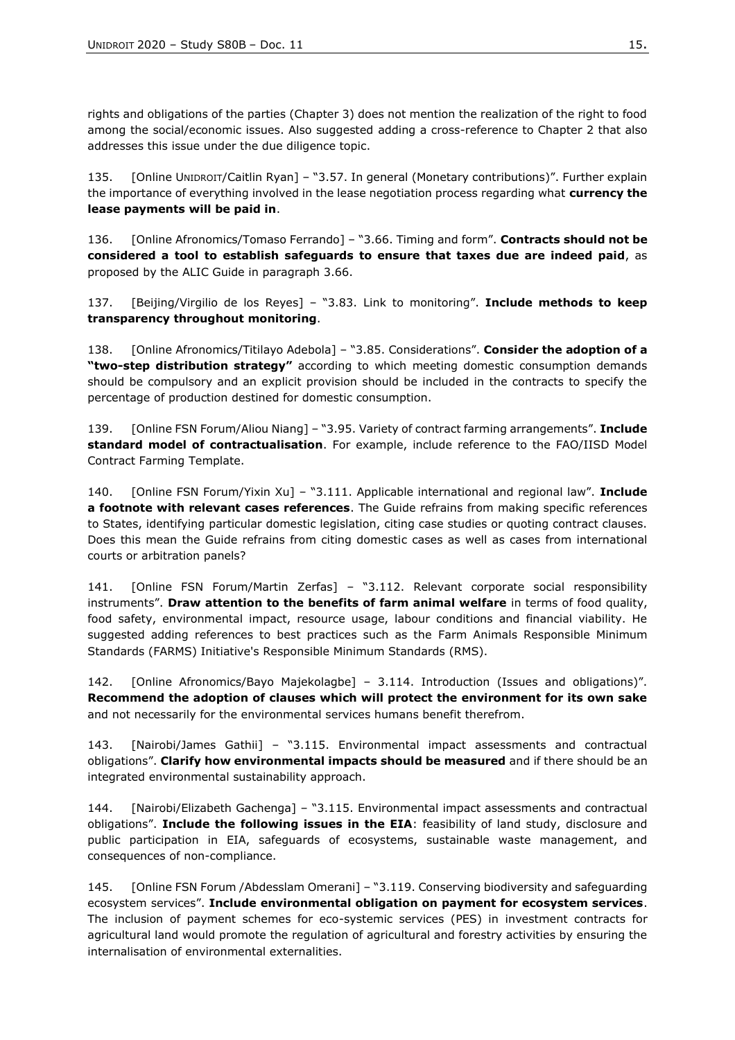rights and obligations of the parties (Chapter 3) does not mention the realization of the right to food among the social/economic issues. Also suggested adding a cross-reference to Chapter 2 that also addresses this issue under the due diligence topic.

135. [Online UNIDROIT/Caitlin Ryan] – "3.57. In general (Monetary contributions)". Further explain the importance of everything involved in the lease negotiation process regarding what **currency the lease payments will be paid in**.

136. [Online Afronomics/Tomaso Ferrando] – "3.66. Timing and form". **Contracts should not be considered a tool to establish safeguards to ensure that taxes due are indeed paid**, as proposed by the ALIC Guide in paragraph 3.66.

137. [Beijing/Virgilio de los Reyes] – "3.83. Link to monitoring". **Include methods to keep transparency throughout monitoring**.

138. [Online Afronomics/Titilayo Adebola] – "3.85. Considerations". **Consider the adoption of a "two-step distribution strategy"** according to which meeting domestic consumption demands should be compulsory and an explicit provision should be included in the contracts to specify the percentage of production destined for domestic consumption.

139. [Online FSN Forum/Aliou Niang] – "3.95. Variety of contract farming arrangements". **Include standard model of contractualisation**. For example, include reference to the FAO/IISD Model Contract Farming Template.

140. [Online FSN Forum/Yixin Xu] – "3.111. Applicable international and regional law". **Include a footnote with relevant cases references**. The Guide refrains from making specific references to States, identifying particular domestic legislation, citing case studies or quoting contract clauses. Does this mean the Guide refrains from citing domestic cases as well as cases from international courts or arbitration panels?

141. [Online FSN Forum/Martin Zerfas] – "3.112. Relevant corporate social responsibility instruments". **Draw attention to the benefits of farm animal welfare** in terms of food quality, food safety, environmental impact, resource usage, labour conditions and financial viability. He suggested adding references to best practices such as the Farm Animals Responsible Minimum Standards (FARMS) Initiative's Responsible Minimum Standards (RMS).

142. [Online Afronomics/Bayo Majekolagbe] – 3.114. Introduction (Issues and obligations)". **Recommend the adoption of clauses which will protect the environment for its own sake** and not necessarily for the environmental services humans benefit therefrom.

143. [Nairobi/James Gathii] – "3.115. Environmental impact assessments and contractual obligations". **Clarify how environmental impacts should be measured** and if there should be an integrated environmental sustainability approach.

144. [Nairobi/Elizabeth Gachenga] – "3.115. Environmental impact assessments and contractual obligations". **Include the following issues in the EIA**: feasibility of land study, disclosure and public participation in EIA, safeguards of ecosystems, sustainable waste management, and consequences of non-compliance.

145. [Online FSN Forum /Abdesslam Omerani] – "3.119. Conserving biodiversity and safeguarding ecosystem services". **Include environmental obligation on payment for ecosystem services**. The inclusion of payment schemes for eco-systemic services (PES) in investment contracts for agricultural land would promote the regulation of agricultural and forestry activities by ensuring the internalisation of environmental externalities.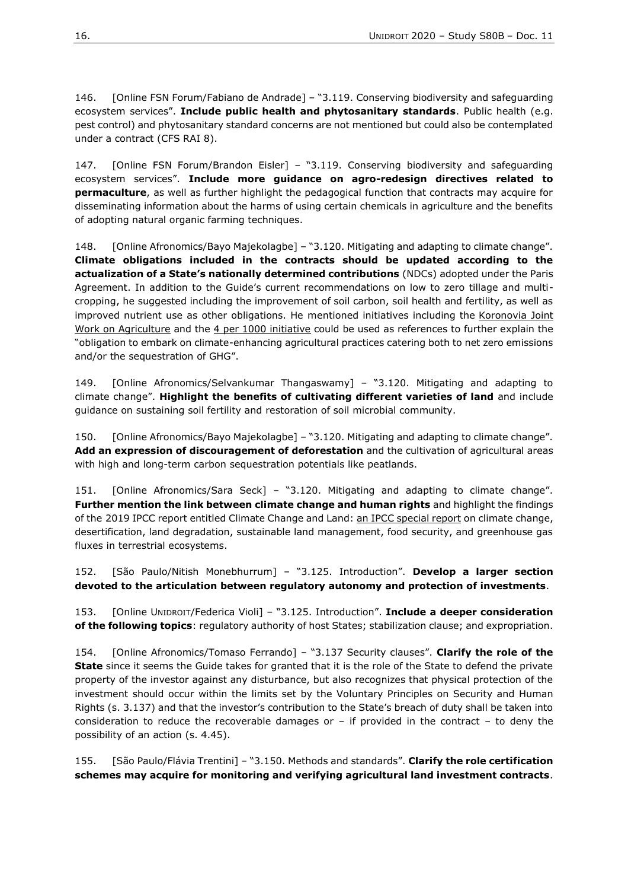146. [Online FSN Forum/Fabiano de Andrade] – "3.119. Conserving biodiversity and safeguarding ecosystem services". **Include public health and phytosanitary standards**. Public health (e.g. pest control) and phytosanitary standard concerns are not mentioned but could also be contemplated under a contract (CFS RAI 8).

147. [Online FSN Forum/Brandon Eisler] – "3.119. Conserving biodiversity and safeguarding ecosystem services". **Include more guidance on agro-redesign directives related to permaculture**, as well as further highlight the pedagogical function that contracts may acquire for disseminating information about the harms of using certain chemicals in agriculture and the benefits of adopting natural organic farming techniques.

148. [Online Afronomics/Bayo Majekolagbe] – "3.120. Mitigating and adapting to climate change". **Climate obligations included in the contracts should be updated according to the actualization of a State's nationally determined contributions** (NDCs) adopted under the Paris Agreement. In addition to the Guide's current recommendations on low to zero tillage and multi-cropping, he suggested including the improvement of soil carbon, soil health and fertility, as well as improved nutrient use as other obligations. He mentioned initiatives including the Koronovia Joint Work on Agriculture and the 4 per 1000 initiative could be used as references to further explain the "obligation to embark on climate-enhancing agricultural practices catering both to net zero emissions and/or the sequestration of GHG".

149. [Online Afronomics/Selvankumar Thangaswamy] – "3.120. Mitigating and adapting to climate change". **Highlight the benefits of cultivating different varieties of land** and include guidance on sustaining soil fertility and restoration of soil microbial community.

150. [Online Afronomics/Bayo Majekolagbe] – "3.120. Mitigating and adapting to climate change". **Add an expression of discouragement of deforestation** and the cultivation of agricultural areas with high and long-term carbon sequestration potentials like peatlands.

151. [Online Afronomics/Sara Seck] – "3.120. Mitigating and adapting to climate change". **Further mention the link between climate change and human rights** and highlight the findings of the 2019 IPCC report entitled Climate Change and Land: an IPCC special report on climate change, desertification, land degradation, sustainable land management, food security, and greenhouse gas fluxes in terrestrial ecosystems.

152. [São Paulo/Nitish Monebhurrum] – "3.125. Introduction". **Develop a larger section devoted to the articulation between regulatory autonomy and protection of investments**.

153. [Online UNIDROIT/Federica Violi] – "3.125. Introduction". **Include a deeper consideration of the following topics**: regulatory authority of host States; stabilization clause; and expropriation.

154. [Online Afronomics/Tomaso Ferrando] – "3.137 Security clauses". **Clarify the role of the State** since it seems the Guide takes for granted that it is the role of the State to defend the private property of the investor against any disturbance, but also recognizes that physical protection of the investment should occur within the limits set by the Voluntary Principles on Security and Human Rights (s. 3.137) and that the investor's contribution to the State's breach of duty shall be taken into consideration to reduce the recoverable damages or – if provided in the contract – to deny the possibility of an action (s. 4.45).

155. [São Paulo/Flávia Trentini] – "3.150. Methods and standards". **Clarify the role certification schemes may acquire for monitoring and verifying agricultural land investment contracts**.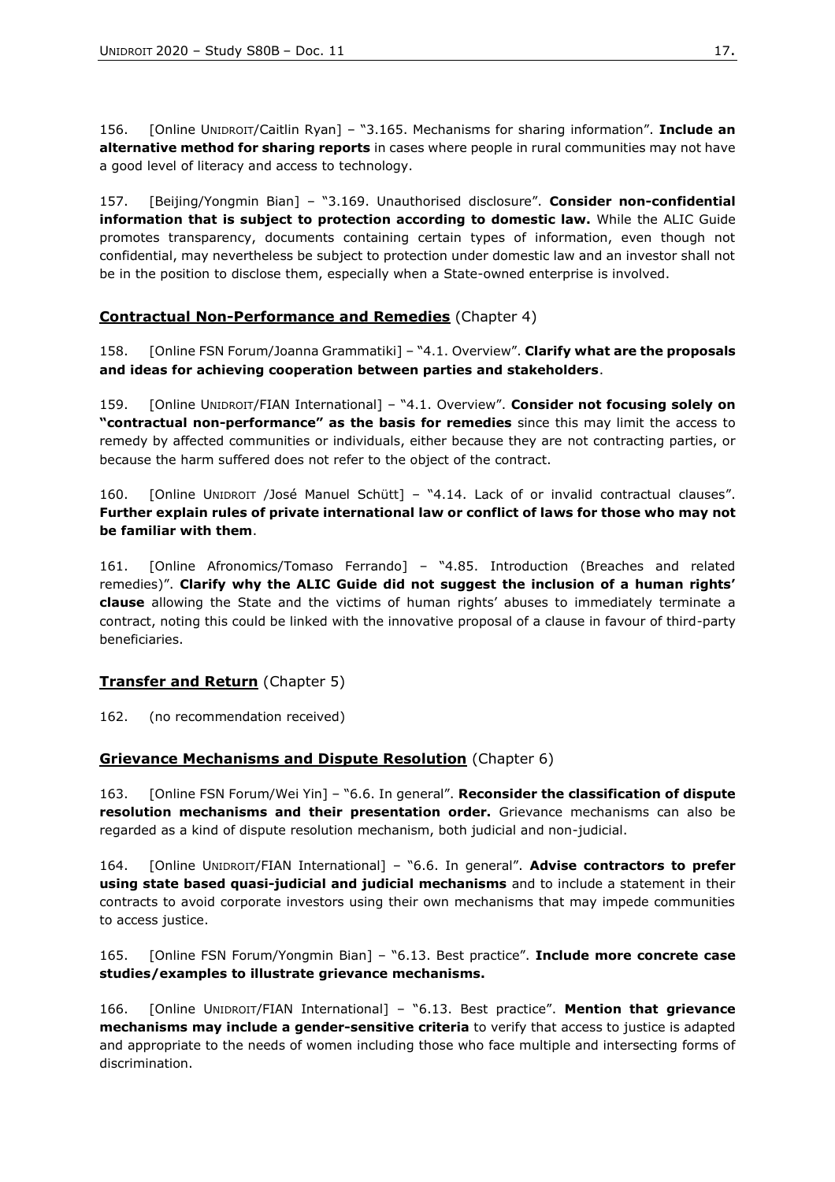156. [Online UNIDROIT/Caitlin Ryan] – "3.165. Mechanisms for sharing information". **Include an alternative method for sharing reports** in cases where people in rural communities may not have a good level of literacy and access to technology.

157. [Beijing/Yongmin Bian] – "3.169. Unauthorised disclosure". **Consider non-confidential information that is subject to protection according to domestic law.** While the ALIC Guide promotes transparency, documents containing certain types of information, even though not confidential, may nevertheless be subject to protection under domestic law and an investor shall not be in the position to disclose them, especially when a State-owned enterprise is involved.

## **Contractual Non-Performance and Remedies** (Chapter 4)

158. [Online FSN Forum/Joanna Grammatiki] – "4.1. Overview". **Clarify what are the proposals and ideas for achieving cooperation between parties and stakeholders**.

159. [Online UNIDROIT/FIAN International] – "4.1. Overview". **Consider not focusing solely on "contractual non-performance" as the basis for remedies** since this may limit the access to remedy by affected communities or individuals, either because they are not contracting parties, or because the harm suffered does not refer to the object of the contract.

160. [Online UNIDROIT /José Manuel Schütt] – "4.14. Lack of or invalid contractual clauses". **Further explain rules of private international law or conflict of laws for those who may not be familiar with them**.

161. [Online Afronomics/Tomaso Ferrando] – "4.85. Introduction (Breaches and related remedies)". **Clarify why the ALIC Guide did not suggest the inclusion of a human rights' clause** allowing the State and the victims of human rights' abuses to immediately terminate a contract, noting this could be linked with the innovative proposal of a clause in favour of third-party beneficiaries.

## **Transfer and Return** (Chapter 5)

162. (no recommendation received)

## **Grievance Mechanisms and Dispute Resolution** (Chapter 6)

163. [Online FSN Forum/Wei Yin] – "6.6. In general". **Reconsider the classification of dispute resolution mechanisms and their presentation order.** Grievance mechanisms can also be regarded as a kind of dispute resolution mechanism, both judicial and non-judicial.

164. [Online UNIDROIT/FIAN International] – "6.6. In general". **Advise contractors to prefer using state based quasi-judicial and judicial mechanisms** and to include a statement in their contracts to avoid corporate investors using their own mechanisms that may impede communities to access justice.

165. [Online FSN Forum/Yongmin Bian] – "6.13. Best practice". **Include more concrete case studies/examples to illustrate grievance mechanisms.**

166. [Online UNIDROIT/FIAN International] – "6.13. Best practice". **Mention that grievance mechanisms may include a gender-sensitive criteria** to verify that access to justice is adapted and appropriate to the needs of women including those who face multiple and intersecting forms of discrimination.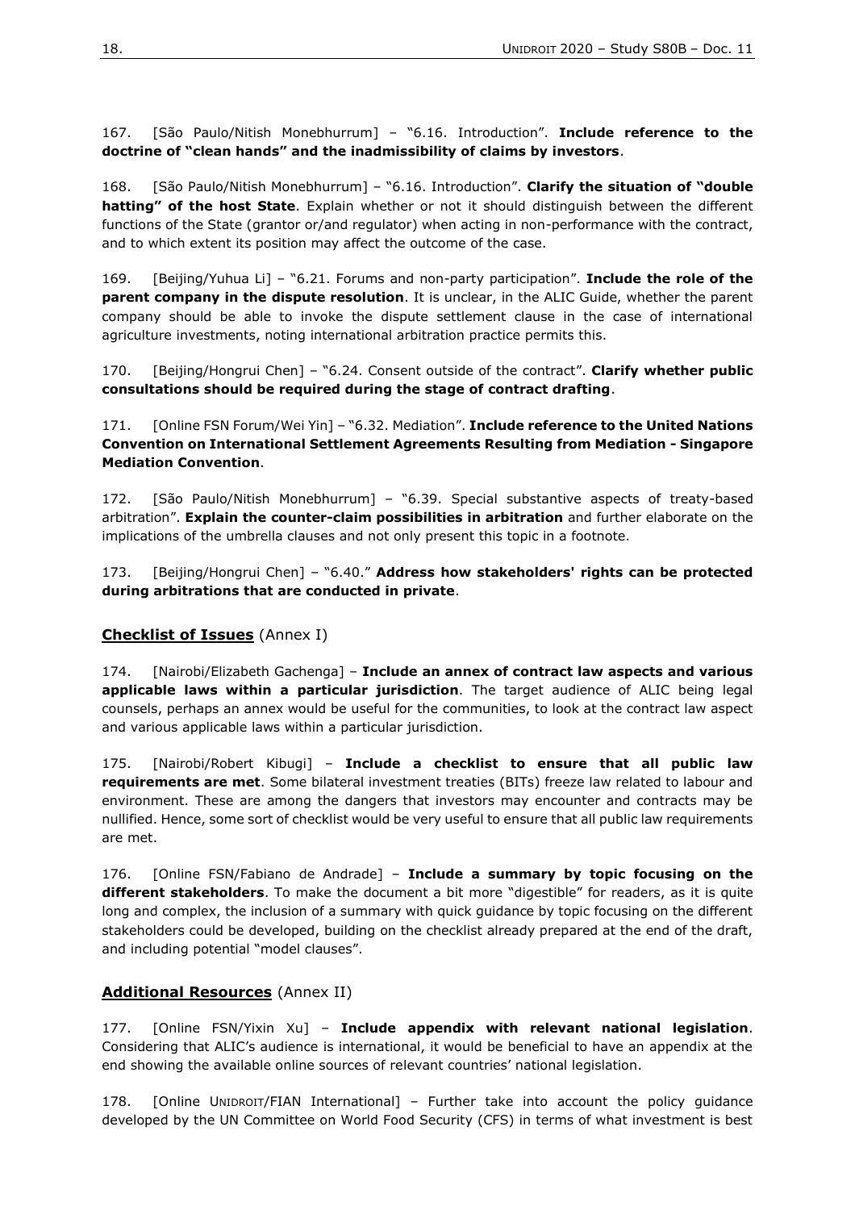167. [São Paulo/Nitish Monebhurrum] – "6.16. Introduction". **Include reference to the doctrine of "clean hands" and the inadmissibility of claims by investors**.

168. [São Paulo/Nitish Monebhurrum] – "6.16. Introduction". **Clarify the situation of "double hatting" of the host State**. Explain whether or not it should distinguish between the different functions of the State (grantor or/and regulator) when acting in non-performance with the contract, and to which extent its position may affect the outcome of the case.

169. [Beijing/Yuhua Li] – "6.21. Forums and non-party participation". **Include the role of the parent company in the dispute resolution**. It is unclear, in the ALIC Guide, whether the parent company should be able to invoke the dispute settlement clause in the case of international agriculture investments, noting international arbitration practice permits this.

170. [Beijing/Hongrui Chen] – "6.24. Consent outside of the contract". **Clarify whether public consultations should be required during the stage of contract drafting**.

171. [Online FSN Forum/Wei Yin] – "6.32. Mediation". **Include reference to the United Nations Convention on International Settlement Agreements Resulting from Mediation - Singapore Mediation Convention**.

172. [São Paulo/Nitish Monebhurrum] – "6.39. Special substantive aspects of treaty-based arbitration". **Explain the counter-claim possibilities in arbitration** and further elaborate on the implications of the umbrella clauses and not only present this topic in a footnote.

173. [Beijing/Hongrui Chen] – "6.40." **Address how stakeholders' rights can be protected during arbitrations that are conducted in private**.

## Checklist of Issues (Annex I)

174. [Nairobi/Elizabeth Gachenga] – **Include an annex of contract law aspects and various applicable laws within a particular jurisdiction**. The target audience of ALIC being legal counsels, perhaps an annex would be useful for the communities, to look at the contract law aspect and various applicable laws within a particular jurisdiction.

175. [Nairobi/Robert Kibugi] – **Include a checklist to ensure that all public law requirements are met**. Some bilateral investment treaties (BITs) freeze law related to labour and environment. These are among the dangers that investors may encounter and contracts may be nullified. Hence, some sort of checklist would be very useful to ensure that all public law requirements are met.

176. [Online FSN/Fabiano de Andrade] – **Include a summary by topic focusing on the different stakeholders**. To make the document a bit more "digestible" for readers, as it is quite long and complex, the inclusion of a summary with quick guidance by topic focusing on the different stakeholders could be developed, building on the checklist already prepared at the end of the draft, and including potential "model clauses".

## Additional Resources (Annex II)

177. [Online FSN/Yixin Xu] – **Include appendix with relevant national legislation**. Considering that ALIC's audience is international, it would be beneficial to have an appendix at the end showing the available online sources of relevant countries' national legislation.

178. [Online UNIDROIT/FIAN International] – Further take into account the policy guidance developed by the UN Committee on World Food Security (CFS) in terms of what investment is best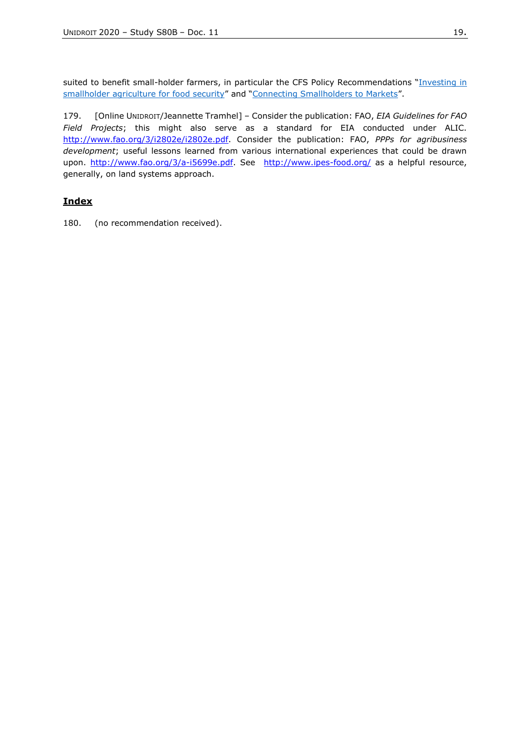suited to benefit small-holder farmers, in particular the CFS Policy Recommendations "Investing in smallholder agriculture for food security" and "Connecting Smallholders to Markets".

179. [Online UNIDROIT/Jeannette Tramhel] – Consider the publication: FAO, *EIA Guidelines for FAO Field Projects*; this might also serve as a standard for EIA conducted under ALIC. http://www.fao.org/3/i2802e/i2802e.pdf. Consider the publication: FAO, *PPPs for agribusiness development*; useful lessons learned from various international experiences that could be drawn upon. http://www.fao.org/3/a-i5699e.pdf. See http://www.ipes-food.org/ as a helpful resource, generally, on land systems approach.

## Index

180. (no recommendation received).